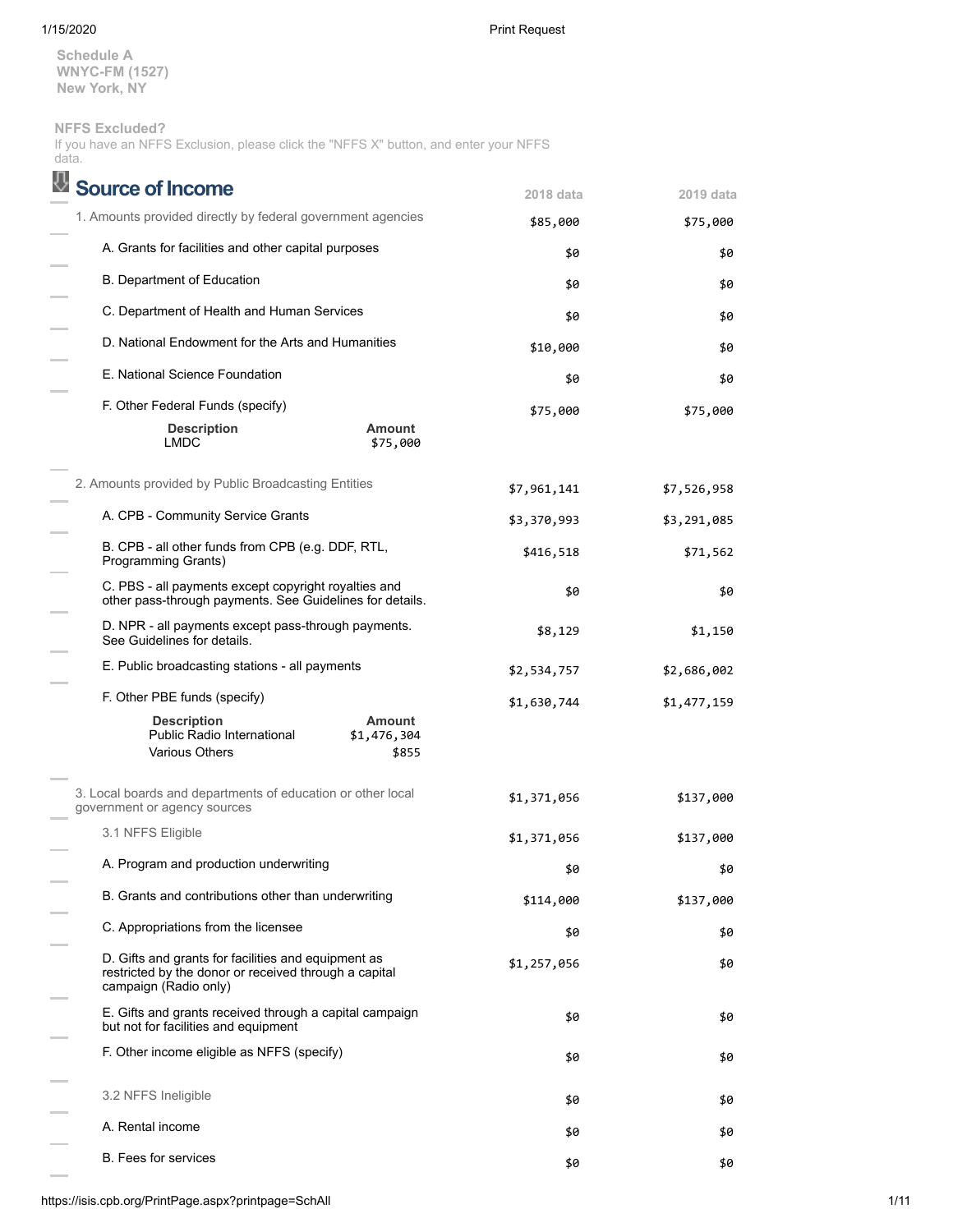Schedule A
WNYC-FM (1527)
New York, NY

**NFFS Excluded?**
If you have an NFFS Exclusion, please click the "NFFS X" button, and enter your NFFS data.

## Source of Income

| | 2018 data | 2019 data |
|---|---|---|
| 1. Amounts provided directly by federal government agencies | $85,000 | $75,000 |
| A. Grants for facilities and other capital purposes | $0 | $0 |
| B. Department of Education | $0 | $0 |
| C. Department of Health and Human Services | $0 | $0 |
| D. National Endowment for the Arts and Humanities | $10,000 | $0 |
| E. National Science Foundation | $0 | $0 |
| F. Other Federal Funds (specify) | $75,000 | $75,000 |

| Description | Amount |
|---|---|
| LMDC | $75,000 |

| | 2018 data | 2019 data |
|---|---|---|
| 2. Amounts provided by Public Broadcasting Entities | $7,961,141 | $7,526,958 |
| A. CPB - Community Service Grants | $3,370,993 | $3,291,085 |
| B. CPB - all other funds from CPB (e.g. DDF, RTL, Programming Grants) | $416,518 | $71,562 |
| C. PBS - all payments except copyright royalties and other pass-through payments. See Guidelines for details. | $0 | $0 |
| D. NPR - all payments except pass-through payments. See Guidelines for details. | $8,129 | $1,150 |
| E. Public broadcasting stations - all payments | $2,534,757 | $2,686,002 |
| F. Other PBE funds (specify) | $1,630,744 | $1,477,159 |

| Description | Amount |
|---|---|
| Public Radio International | $1,476,304 |
| Various Others | $855 |

| | 2018 data | 2019 data |
|---|---|---|
| 3. Local boards and departments of education or other local government or agency sources | $1,371,056 | $137,000 |
| 3.1 NFFS Eligible | $1,371,056 | $137,000 |
| A. Program and production underwriting | $0 | $0 |
| B. Grants and contributions other than underwriting | $114,000 | $137,000 |
| C. Appropriations from the licensee | $0 | $0 |
| D. Gifts and grants for facilities and equipment as restricted by the donor or received through a capital campaign (Radio only) | $1,257,056 | $0 |
| E. Gifts and grants received through a capital campaign but not for facilities and equipment | $0 | $0 |
| F. Other income eligible as NFFS (specify) | $0 | $0 |
| 3.2 NFFS Ineligible | $0 | $0 |
| A. Rental income | $0 | $0 |
| B. Fees for services | $0 | $0 |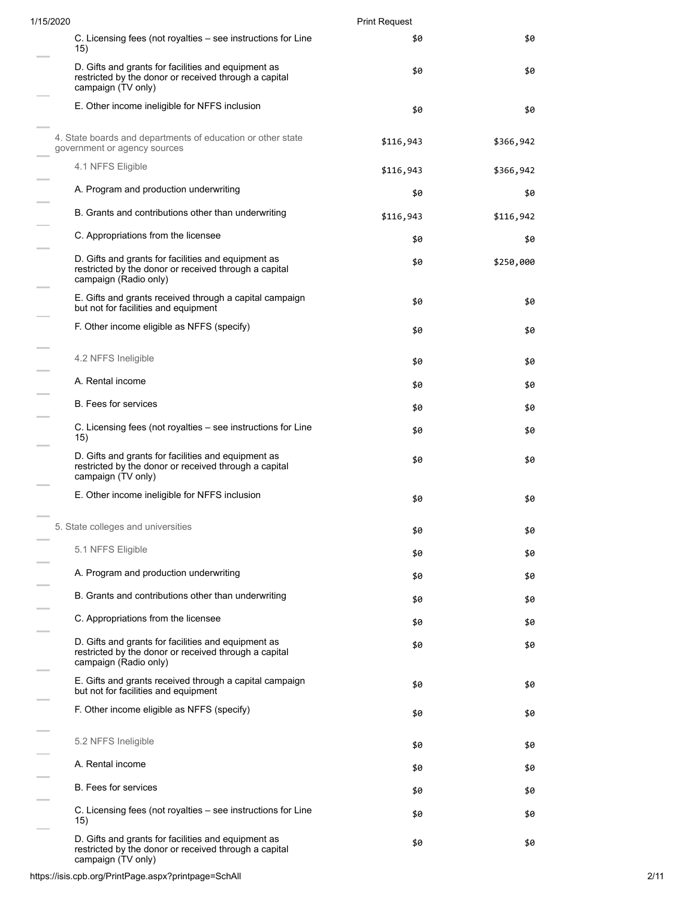| | | |
|---|---|---|
| C. Licensing fees (not royalties – see instructions for Line 15) | $0 | $0 |
| D. Gifts and grants for facilities and equipment as restricted by the donor or received through a capital campaign (TV only) | $0 | $0 |
| E. Other income ineligible for NFFS inclusion | $0 | $0 |
| 4. State boards and departments of education or other state government or agency sources | $116,943 | $366,942 |
| 4.1 NFFS Eligible | $116,943 | $366,942 |
| A. Program and production underwriting | $0 | $0 |
| B. Grants and contributions other than underwriting | $116,943 | $116,942 |
| C. Appropriations from the licensee | $0 | $0 |
| D. Gifts and grants for facilities and equipment as restricted by the donor or received through a capital campaign (Radio only) | $0 | $250,000 |
| E. Gifts and grants received through a capital campaign but not for facilities and equipment | $0 | $0 |
| F. Other income eligible as NFFS (specify) | $0 | $0 |
| 4.2 NFFS Ineligible | $0 | $0 |
| A. Rental income | $0 | $0 |
| B. Fees for services | $0 | $0 |
| C. Licensing fees (not royalties – see instructions for Line 15) | $0 | $0 |
| D. Gifts and grants for facilities and equipment as restricted by the donor or received through a capital campaign (TV only) | $0 | $0 |
| E. Other income ineligible for NFFS inclusion | $0 | $0 |
| 5. State colleges and universities | $0 | $0 |
| 5.1 NFFS Eligible | $0 | $0 |
| A. Program and production underwriting | $0 | $0 |
| B. Grants and contributions other than underwriting | $0 | $0 |
| C. Appropriations from the licensee | $0 | $0 |
| D. Gifts and grants for facilities and equipment as restricted by the donor or received through a capital campaign (Radio only) | $0 | $0 |
| E. Gifts and grants received through a capital campaign but not for facilities and equipment | $0 | $0 |
| F. Other income eligible as NFFS (specify) | $0 | $0 |
| 5.2 NFFS Ineligible | $0 | $0 |
| A. Rental income | $0 | $0 |
| B. Fees for services | $0 | $0 |
| C. Licensing fees (not royalties – see instructions for Line 15) | $0 | $0 |
| D. Gifts and grants for facilities and equipment as restricted by the donor or received through a capital campaign (TV only) | $0 | $0 |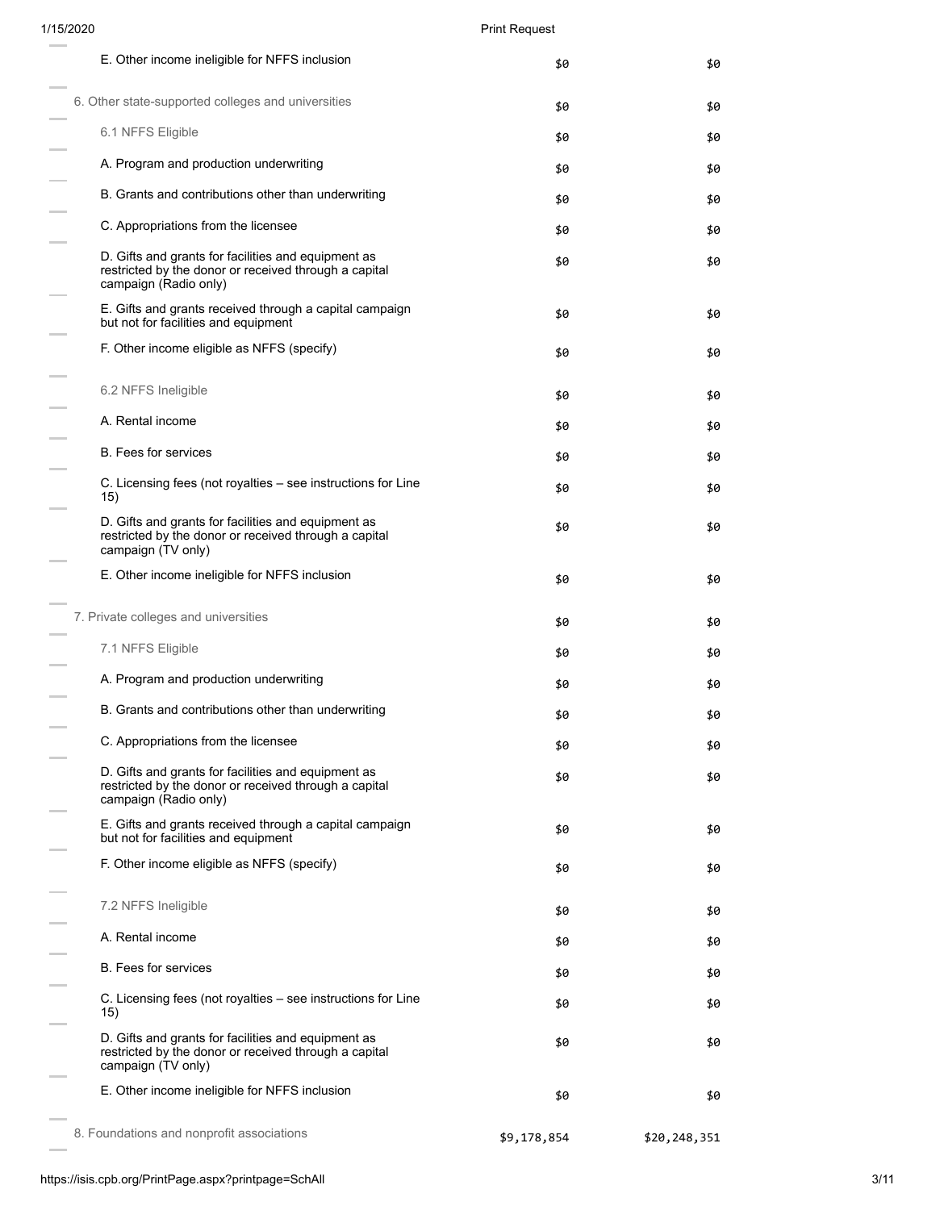| | | |
|---|---|---|
| E. Other income ineligible for NFFS inclusion | $0 | $0 |
| 6. Other state-supported colleges and universities | $0 | $0 |
| 6.1 NFFS Eligible | $0 | $0 |
| A. Program and production underwriting | $0 | $0 |
| B. Grants and contributions other than underwriting | $0 | $0 |
| C. Appropriations from the licensee | $0 | $0 |
| D. Gifts and grants for facilities and equipment as restricted by the donor or received through a capital campaign (Radio only) | $0 | $0 |
| E. Gifts and grants received through a capital campaign but not for facilities and equipment | $0 | $0 |
| F. Other income eligible as NFFS (specify) | $0 | $0 |
| 6.2 NFFS Ineligible | $0 | $0 |
| A. Rental income | $0 | $0 |
| B. Fees for services | $0 | $0 |
| C. Licensing fees (not royalties – see instructions for Line 15) | $0 | $0 |
| D. Gifts and grants for facilities and equipment as restricted by the donor or received through a capital campaign (TV only) | $0 | $0 |
| E. Other income ineligible for NFFS inclusion | $0 | $0 |
| 7. Private colleges and universities | $0 | $0 |
| 7.1 NFFS Eligible | $0 | $0 |
| A. Program and production underwriting | $0 | $0 |
| B. Grants and contributions other than underwriting | $0 | $0 |
| C. Appropriations from the licensee | $0 | $0 |
| D. Gifts and grants for facilities and equipment as restricted by the donor or received through a capital campaign (Radio only) | $0 | $0 |
| E. Gifts and grants received through a capital campaign but not for facilities and equipment | $0 | $0 |
| F. Other income eligible as NFFS (specify) | $0 | $0 |
| 7.2 NFFS Ineligible | $0 | $0 |
| A. Rental income | $0 | $0 |
| B. Fees for services | $0 | $0 |
| C. Licensing fees (not royalties – see instructions for Line 15) | $0 | $0 |
| D. Gifts and grants for facilities and equipment as restricted by the donor or received through a capital campaign (TV only) | $0 | $0 |
| E. Other income ineligible for NFFS inclusion | $0 | $0 |
| 8. Foundations and nonprofit associations | $9,178,854 | $20,248,351 |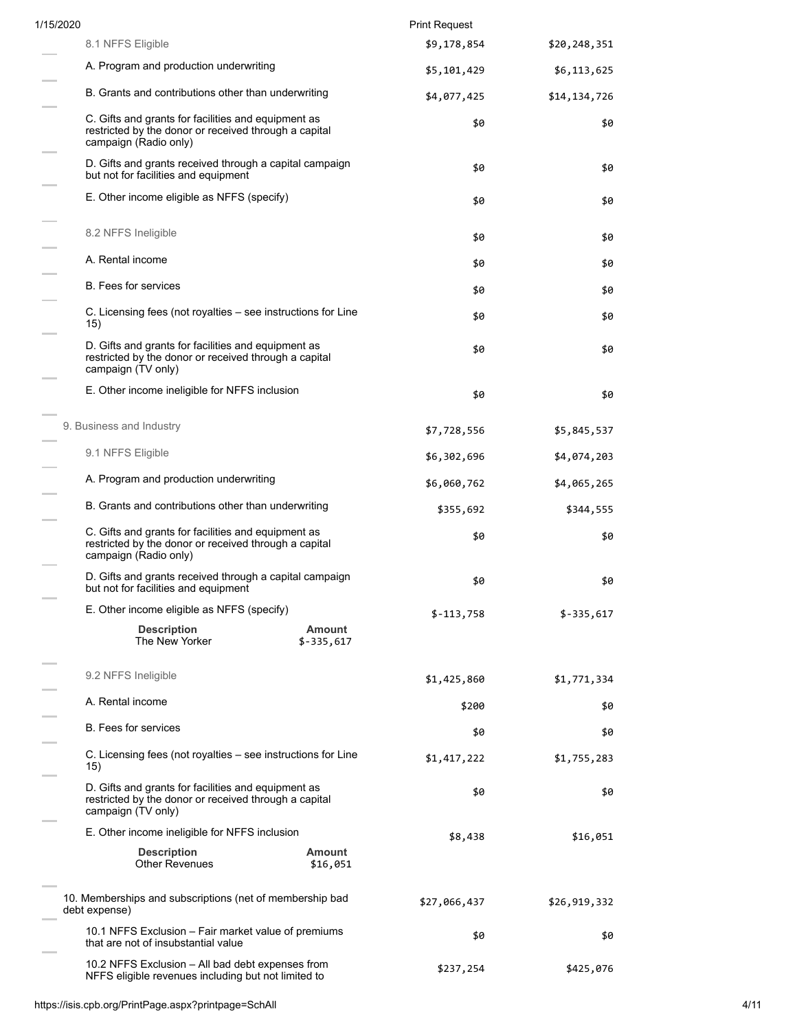| | | |
|---|---|---|
| 8.1 NFFS Eligible | $9,178,854 | $20,248,351 |
| A. Program and production underwriting | $5,101,429 | $6,113,625 |
| B. Grants and contributions other than underwriting | $4,077,425 | $14,134,726 |
| C. Gifts and grants for facilities and equipment as restricted by the donor or received through a capital campaign (Radio only) | $0 | $0 |
| D. Gifts and grants received through a capital campaign but not for facilities and equipment | $0 | $0 |
| E. Other income eligible as NFFS (specify) | $0 | $0 |
| 8.2 NFFS Ineligible | $0 | $0 |
| A. Rental income | $0 | $0 |
| B. Fees for services | $0 | $0 |
| C. Licensing fees (not royalties – see instructions for Line 15) | $0 | $0 |
| D. Gifts and grants for facilities and equipment as restricted by the donor or received through a capital campaign (TV only) | $0 | $0 |
| E. Other income ineligible for NFFS inclusion | $0 | $0 |
| 9. Business and Industry | $7,728,556 | $5,845,537 |
| 9.1 NFFS Eligible | $6,302,696 | $4,074,203 |
| A. Program and production underwriting | $6,060,762 | $4,065,265 |
| B. Grants and contributions other than underwriting | $355,692 | $344,555 |
| C. Gifts and grants for facilities and equipment as restricted by the donor or received through a capital campaign (Radio only) | $0 | $0 |
| D. Gifts and grants received through a capital campaign but not for facilities and equipment | $0 | $0 |
| E. Other income eligible as NFFS (specify) | $-113,758 | $-335,617 |

| Description | Amount |
|---|---|
| The New Yorker | $-335,617 |

| | | |
|---|---|---|
| 9.2 NFFS Ineligible | $1,425,860 | $1,771,334 |
| A. Rental income | $200 | $0 |
| B. Fees for services | $0 | $0 |
| C. Licensing fees (not royalties – see instructions for Line 15) | $1,417,222 | $1,755,283 |
| D. Gifts and grants for facilities and equipment as restricted by the donor or received through a capital campaign (TV only) | $0 | $0 |
| E. Other income ineligible for NFFS inclusion | $8,438 | $16,051 |

| Description | Amount |
|---|---|
| Other Revenues | $16,051 |

| | | |
|---|---|---|
| 10. Memberships and subscriptions (net of membership bad debt expense) | $27,066,437 | $26,919,332 |
| 10.1 NFFS Exclusion – Fair market value of premiums that are not of insubstantial value | $0 | $0 |
| 10.2 NFFS Exclusion – All bad debt expenses from NFFS eligible revenues including but not limited to | $237,254 | $425,076 |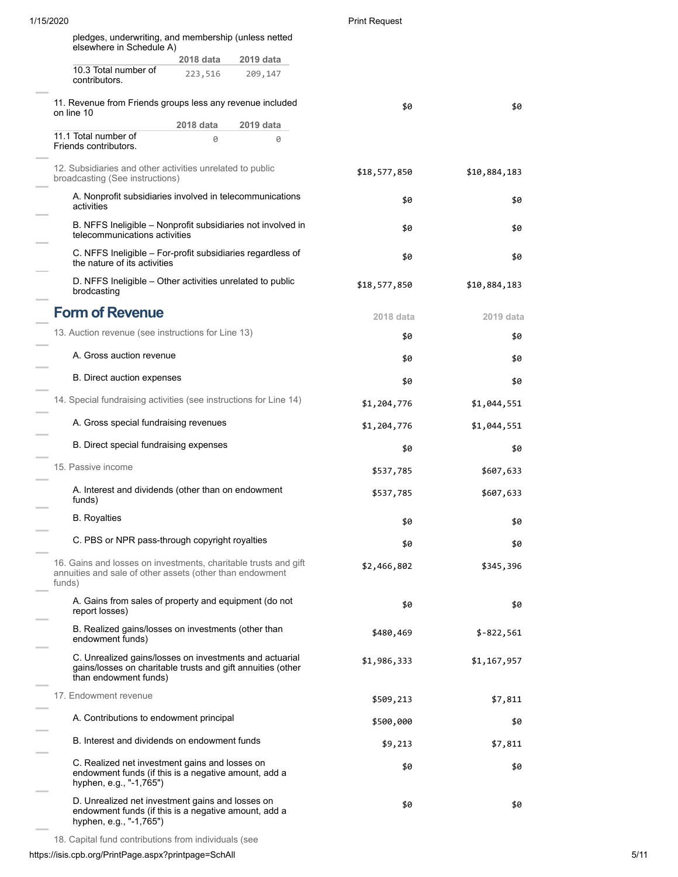pledges, underwriting, and membership (unless netted elsewhere in Schedule A)

| | 2018 data | 2019 data |
|---|---|---|
| 10.3 Total number of contributors. | 223,516 | 209,147 |

| | 2018 data | 2019 data |
|---|---|---|
| 11. Revenue from Friends groups less any revenue included on line 10 | $0 | $0 |

| | 2018 data | 2019 data |
|---|---|---|
| 11.1 Total number of Friends contributors. | 0 | 0 |

| | 2018 data | 2019 data |
|---|---|---|
| 12. Subsidiaries and other activities unrelated to public broadcasting (See instructions) | $18,577,850 | $10,884,183 |
| A. Nonprofit subsidiaries involved in telecommunications activities | $0 | $0 |
| B. NFFS Ineligible – Nonprofit subsidiaries not involved in telecommunications activities | $0 | $0 |
| C. NFFS Ineligible – For-profit subsidiaries regardless of the nature of its activities | $0 | $0 |
| D. NFFS Ineligible – Other activities unrelated to public brodcasting | $18,577,850 | $10,884,183 |

## Form of Revenue

| | 2018 data | 2019 data |
|---|---|---|
| 13. Auction revenue (see instructions for Line 13) | $0 | $0 |
| A. Gross auction revenue | $0 | $0 |
| B. Direct auction expenses | $0 | $0 |
| 14. Special fundraising activities (see instructions for Line 14) | $1,204,776 | $1,044,551 |
| A. Gross special fundraising revenues | $1,204,776 | $1,044,551 |
| B. Direct special fundraising expenses | $0 | $0 |
| 15. Passive income | $537,785 | $607,633 |
| A. Interest and dividends (other than on endowment funds) | $537,785 | $607,633 |
| B. Royalties | $0 | $0 |
| C. PBS or NPR pass-through copyright royalties | $0 | $0 |
| 16. Gains and losses on investments, charitable trusts and gift annuities and sale of other assets (other than endowment funds) | $2,466,802 | $345,396 |
| A. Gains from sales of property and equipment (do not report losses) | $0 | $0 |
| B. Realized gains/losses on investments (other than endowment funds) | $480,469 | $-822,561 |
| C. Unrealized gains/losses on investments and actuarial gains/losses on charitable trusts and gift annuities (other than endowment funds) | $1,986,333 | $1,167,957 |
| 17. Endowment revenue | $509,213 | $7,811 |
| A. Contributions to endowment principal | $500,000 | $0 |
| B. Interest and dividends on endowment funds | $9,213 | $7,811 |
| C. Realized net investment gains and losses on endowment funds (if this is a negative amount, add a hyphen, e.g., "-1,765") | $0 | $0 |
| D. Unrealized net investment gains and losses on endowment funds (if this is a negative amount, add a hyphen, e.g., "-1,765") | $0 | $0 |

18. Capital fund contributions from individuals (see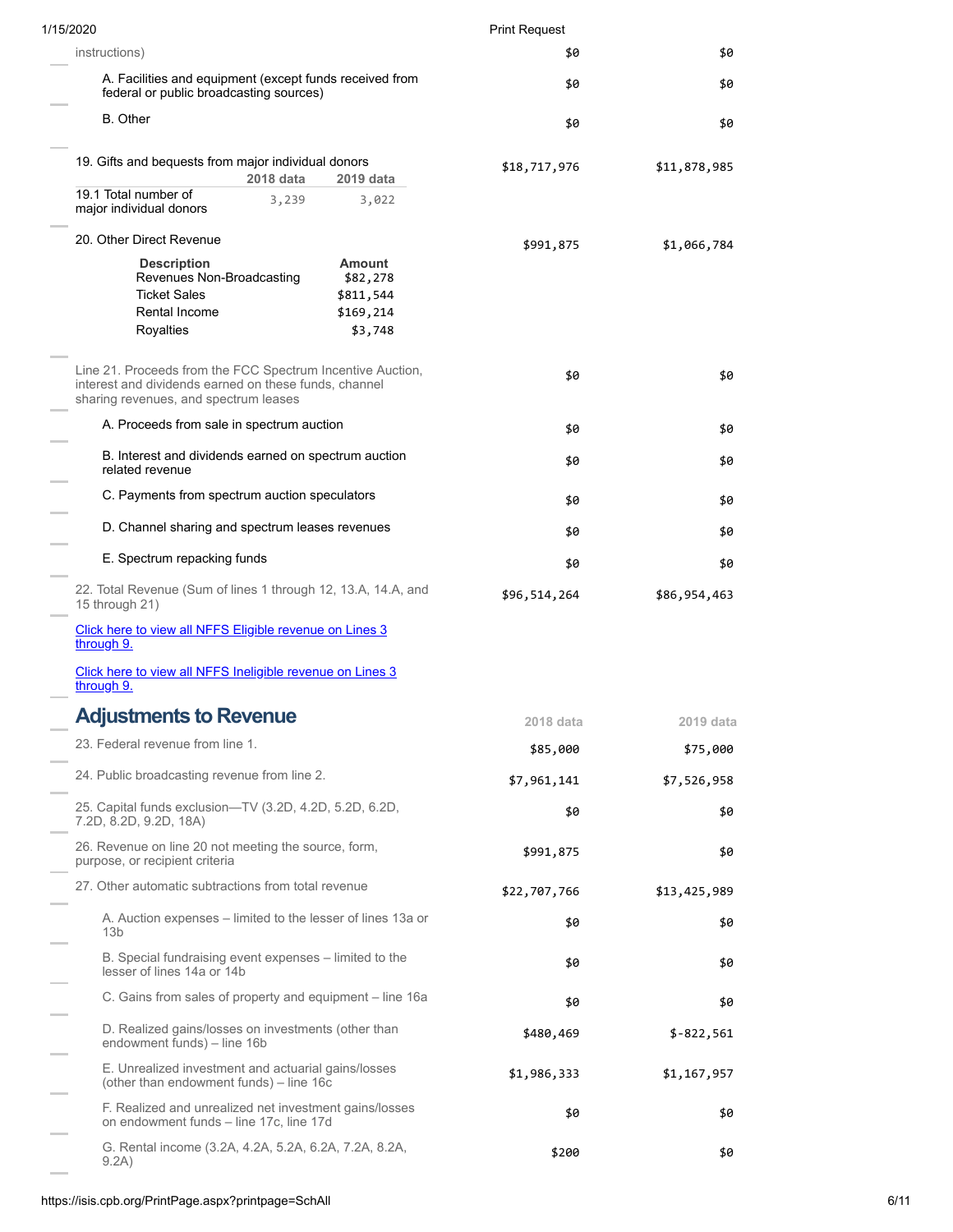| | 2018 data | 2019 data |
|---|---|---|
| instructions) | $0 | $0 |
| A. Facilities and equipment (except funds received from federal or public broadcasting sources) | $0 | $0 |
| B. Other | $0 | $0 |
| 19. Gifts and bequests from major individual donors | $18,717,976 | $11,878,985 |

| | 2018 data | 2019 data |
|---|---|---|
| 19.1 Total number of major individual donors | 3,239 | 3,022 |

| | 2018 data | 2019 data |
|---|---|---|
| 20. Other Direct Revenue | $991,875 | $1,066,784 |

| Description | Amount |
|---|---|
| Revenues Non-Broadcasting | $82,278 |
| Ticket Sales | $811,544 |
| Rental Income | $169,214 |
| Royalties | $3,748 |

| | 2018 data | 2019 data |
|---|---|---|
| Line 21. Proceeds from the FCC Spectrum Incentive Auction, interest and dividends earned on these funds, channel sharing revenues, and spectrum leases | $0 | $0 |
| A. Proceeds from sale in spectrum auction | $0 | $0 |
| B. Interest and dividends earned on spectrum auction related revenue | $0 | $0 |
| C. Payments from spectrum auction speculators | $0 | $0 |
| D. Channel sharing and spectrum leases revenues | $0 | $0 |
| E. Spectrum repacking funds | $0 | $0 |
| 22. Total Revenue (Sum of lines 1 through 12, 13.A, 14.A, and 15 through 21) | $96,514,264 | $86,954,463 |

[Click here to view all NFFS Eligible revenue on Lines 3 through 9.]

[Click here to view all NFFS Ineligible revenue on Lines 3 through 9.]

## Adjustments to Revenue

| | 2018 data | 2019 data |
|---|---|---|
| 23. Federal revenue from line 1. | $85,000 | $75,000 |
| 24. Public broadcasting revenue from line 2. | $7,961,141 | $7,526,958 |
| 25. Capital funds exclusion—TV (3.2D, 4.2D, 5.2D, 6.2D, 7.2D, 8.2D, 9.2D, 18A) | $0 | $0 |
| 26. Revenue on line 20 not meeting the source, form, purpose, or recipient criteria | $991,875 | $0 |
| 27. Other automatic subtractions from total revenue | $22,707,766 | $13,425,989 |
| A. Auction expenses – limited to the lesser of lines 13a or 13b | $0 | $0 |
| B. Special fundraising event expenses – limited to the lesser of lines 14a or 14b | $0 | $0 |
| C. Gains from sales of property and equipment – line 16a | $0 | $0 |
| D. Realized gains/losses on investments (other than endowment funds) – line 16b | $480,469 | $-822,561 |
| E. Unrealized investment and actuarial gains/losses (other than endowment funds) – line 16c | $1,986,333 | $1,167,957 |
| F. Realized and unrealized net investment gains/losses on endowment funds – line 17c, line 17d | $0 | $0 |
| G. Rental income (3.2A, 4.2A, 5.2A, 6.2A, 7.2A, 8.2A, 9.2A) | $200 | $0 |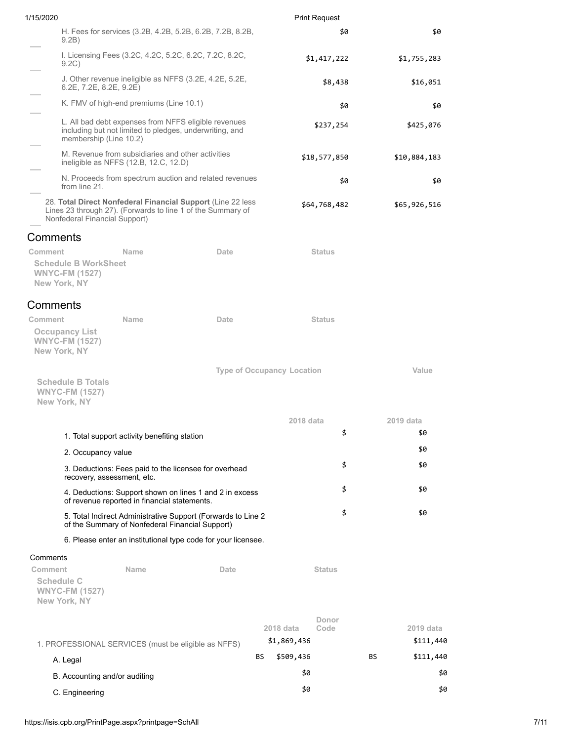| | | |
|---|---|---|
| H. Fees for services (3.2B, 4.2B, 5.2B, 6.2B, 7.2B, 8.2B, 9.2B) | $0 | $0 |
| I. Licensing Fees (3.2C, 4.2C, 5.2C, 6.2C, 7.2C, 8.2C, 9.2C) | $1,417,222 | $1,755,283 |
| J. Other revenue ineligible as NFFS (3.2E, 4.2E, 5.2E, 6.2E, 7.2E, 8.2E, 9.2E) | $8,438 | $16,051 |
| K. FMV of high-end premiums (Line 10.1) | $0 | $0 |
| L. All bad debt expenses from NFFS eligible revenues including but not limited to pledges, underwriting, and membership (Line 10.2) | $237,254 | $425,076 |
| M. Revenue from subsidiaries and other activities ineligible as NFFS (12.B, 12.C, 12.D) | $18,577,850 | $10,884,183 |
| N. Proceeds from spectrum auction and related revenues from line 21. | $0 | $0 |
| 28. **Total Direct Nonfederal Financial Support** (Line 22 less Lines 23 through 27). (Forwards to line 1 of the Summary of Nonfederal Financial Support) | $64,768,482 | $65,926,516 |

## Comments

| Comment | Name | Date | Status |
|---|---|---|---|

**Schedule B WorkSheet**
**WNYC-FM (1527)**
**New York, NY**

## Comments

| Comment | Name | Date | Status |
|---|---|---|---|

**Occupancy List**
**WNYC-FM (1527)**
**New York, NY**

| Type of Occupancy | Location | Value |
|---|---|---|

**Schedule B Totals**
**WNYC-FM (1527)**
**New York, NY**

| | 2018 data | 2019 data |
|---|---|---|
| 1. Total support activity benefiting station | $ | $0 |
| 2. Occupancy value | | $0 |
| 3. Deductions: Fees paid to the licensee for overhead recovery, assessment, etc. | $ | $0 |
| 4. Deductions: Support shown on lines 1 and 2 in excess of revenue reported in financial statements. | $ | $0 |
| 5. Total Indirect Administrative Support (Forwards to Line 2 of the Summary of Nonfederal Financial Support) | $ | $0 |
| 6. Please enter an institutional type code for your licensee. | | |

Comments

| Comment | Name | Date | Status |
|---|---|---|---|

**Schedule C**
**WNYC-FM (1527)**
**New York, NY**

| | Donor Code | 2018 data | Donor Code | 2019 data |
|---|---|---|---|---|
| 1. PROFESSIONAL SERVICES (must be eligible as NFFS) | | $1,869,436 | | $111,440 |
| A. Legal | BS | $509,436 | BS | $111,440 |
| B. Accounting and/or auditing | | $0 | | $0 |
| C. Engineering | | $0 | | $0 |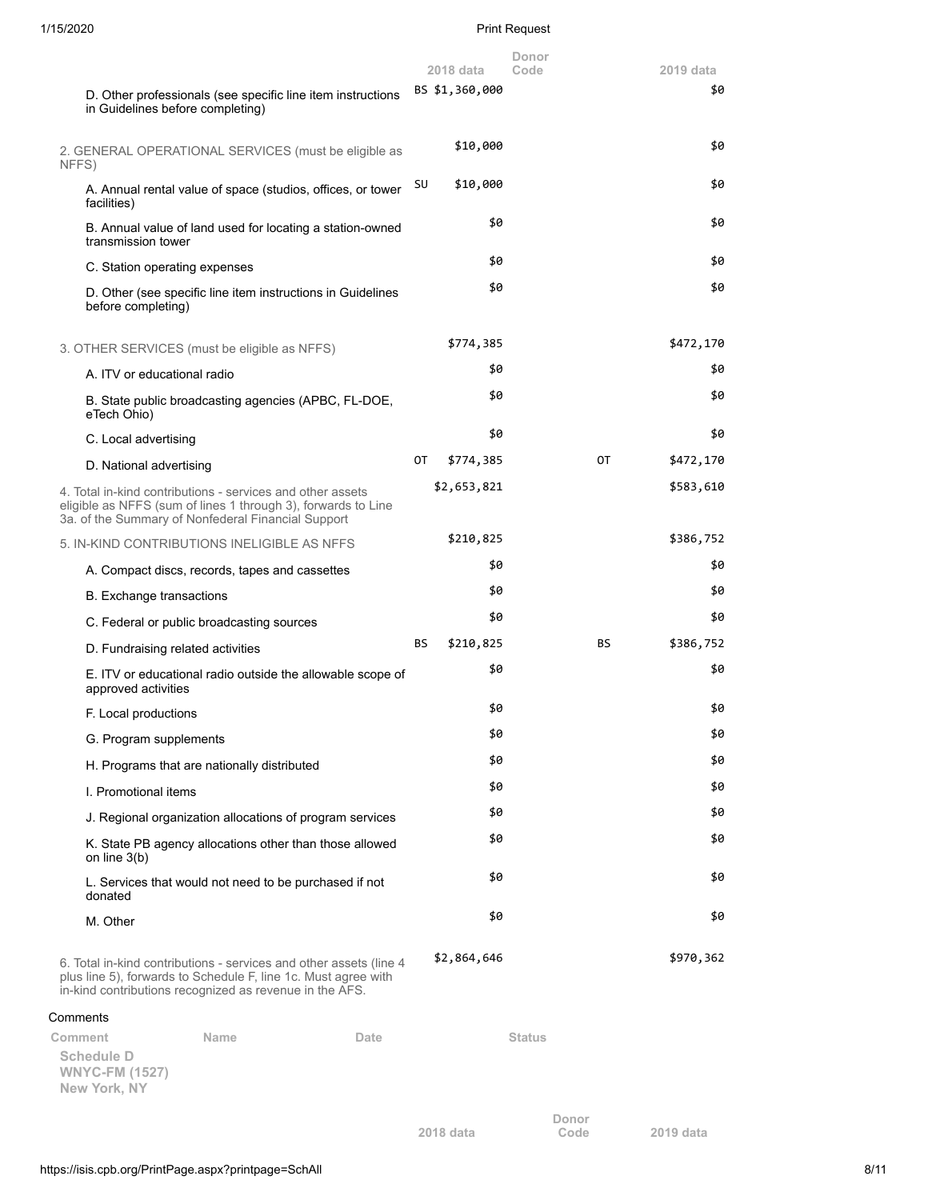| | 2018 data | Donor Code | 2019 data |
|---|---|---|---|
| D. Other professionals (see specific line item instructions in Guidelines before completing) | BS $1,360,000 | | $0 |
| 2. GENERAL OPERATIONAL SERVICES (must be eligible as NFFS) | $10,000 | | $0 |
| A. Annual rental value of space (studios, offices, or tower facilities) | SU $10,000 | | $0 |
| B. Annual value of land used for locating a station-owned transmission tower | $0 | | $0 |
| C. Station operating expenses | $0 | | $0 |
| D. Other (see specific line item instructions in Guidelines before completing) | $0 | | $0 |
| 3. OTHER SERVICES (must be eligible as NFFS) | $774,385 | | $472,170 |
| A. ITV or educational radio | $0 | | $0 |
| B. State public broadcasting agencies (APBC, FL-DOE, eTech Ohio) | $0 | | $0 |
| C. Local advertising | $0 | | $0 |
| D. National advertising | OT $774,385 | OT | $472,170 |
| 4. Total in-kind contributions - services and other assets eligible as NFFS (sum of lines 1 through 3), forwards to Line 3a. of the Summary of Nonfederal Financial Support | $2,653,821 | | $583,610 |
| 5. IN-KIND CONTRIBUTIONS INELIGIBLE AS NFFS | $210,825 | | $386,752 |
| A. Compact discs, records, tapes and cassettes | $0 | | $0 |
| B. Exchange transactions | $0 | | $0 |
| C. Federal or public broadcasting sources | $0 | | $0 |
| D. Fundraising related activities | BS $210,825 | BS | $386,752 |
| E. ITV or educational radio outside the allowable scope of approved activities | $0 | | $0 |
| F. Local productions | $0 | | $0 |
| G. Program supplements | $0 | | $0 |
| H. Programs that are nationally distributed | $0 | | $0 |
| I. Promotional items | $0 | | $0 |
| J. Regional organization allocations of program services | $0 | | $0 |
| K. State PB agency allocations other than those allowed on line 3(b) | $0 | | $0 |
| L. Services that would not need to be purchased if not donated | $0 | | $0 |
| M. Other | $0 | | $0 |
| 6. Total in-kind contributions - services and other assets (line 4 plus line 5), forwards to Schedule F, line 1c. Must agree with in-kind contributions recognized as revenue in the AFS. | $2,864,646 | | $970,362 |

Comments

| Comment | Name | Date | Status |
|---|---|---|---|

**Schedule D**
**WNYC-FM (1527)**
**New York, NY**

| | 2018 data | Donor Code | 2019 data |
|---|---|---|---|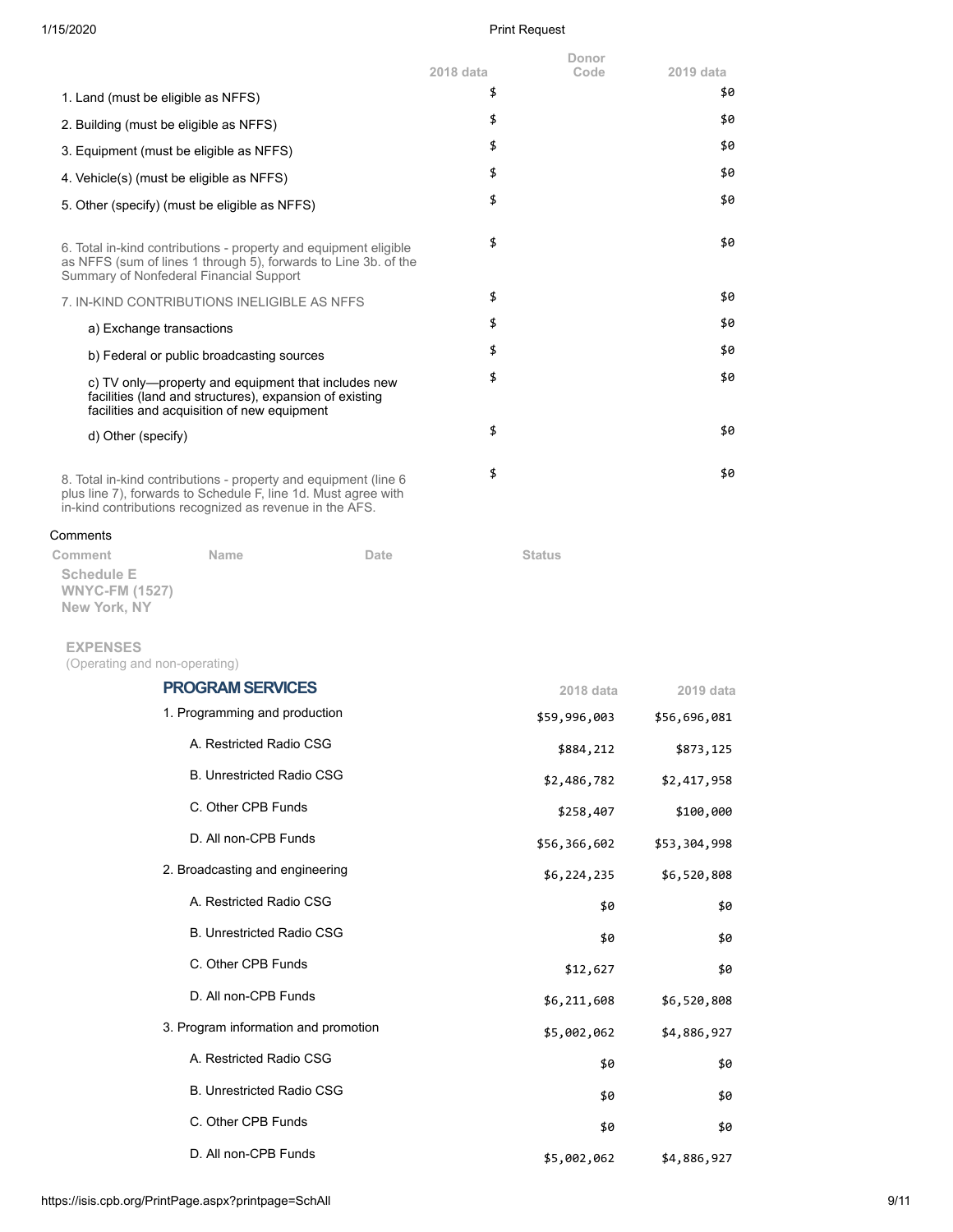| | 2018 data | Donor Code | 2019 data |
|---|---|---|---|
| 1. Land (must be eligible as NFFS) | $ | | $0 |
| 2. Building (must be eligible as NFFS) | $ | | $0 |
| 3. Equipment (must be eligible as NFFS) | $ | | $0 |
| 4. Vehicle(s) (must be eligible as NFFS) | $ | | $0 |
| 5. Other (specify) (must be eligible as NFFS) | $ | | $0 |
| 6. Total in-kind contributions - property and equipment eligible as NFFS (sum of lines 1 through 5), forwards to Line 3b. of the Summary of Nonfederal Financial Support | $ | | $0 |
| 7. IN-KIND CONTRIBUTIONS INELIGIBLE AS NFFS | $ | | $0 |
| a) Exchange transactions | $ | | $0 |
| b) Federal or public broadcasting sources | $ | | $0 |
| c) TV only—property and equipment that includes new facilities (land and structures), expansion of existing facilities and acquisition of new equipment | $ | | $0 |
| d) Other (specify) | $ | | $0 |
| 8. Total in-kind contributions - property and equipment (line 6 plus line 7), forwards to Schedule F, line 1d. Must agree with in-kind contributions recognized as revenue in the AFS. | $ | | $0 |

Comments

| Comment | Name | Date | Status |
|---|---|---|---|

**Schedule E**
**WNYC-FM (1527)**
**New York, NY**

**EXPENSES**
(Operating and non-operating)

| PROGRAM SERVICES | 2018 data | 2019 data |
|---|---|---|
| 1. Programming and production | $59,996,003 | $56,696,081 |
| A. Restricted Radio CSG | $884,212 | $873,125 |
| B. Unrestricted Radio CSG | $2,486,782 | $2,417,958 |
| C. Other CPB Funds | $258,407 | $100,000 |
| D. All non-CPB Funds | $56,366,602 | $53,304,998 |
| 2. Broadcasting and engineering | $6,224,235 | $6,520,808 |
| A. Restricted Radio CSG | $0 | $0 |
| B. Unrestricted Radio CSG | $0 | $0 |
| C. Other CPB Funds | $12,627 | $0 |
| D. All non-CPB Funds | $6,211,608 | $6,520,808 |
| 3. Program information and promotion | $5,002,062 | $4,886,927 |
| A. Restricted Radio CSG | $0 | $0 |
| B. Unrestricted Radio CSG | $0 | $0 |
| C. Other CPB Funds | $0 | $0 |
| D. All non-CPB Funds | $5,002,062 | $4,886,927 |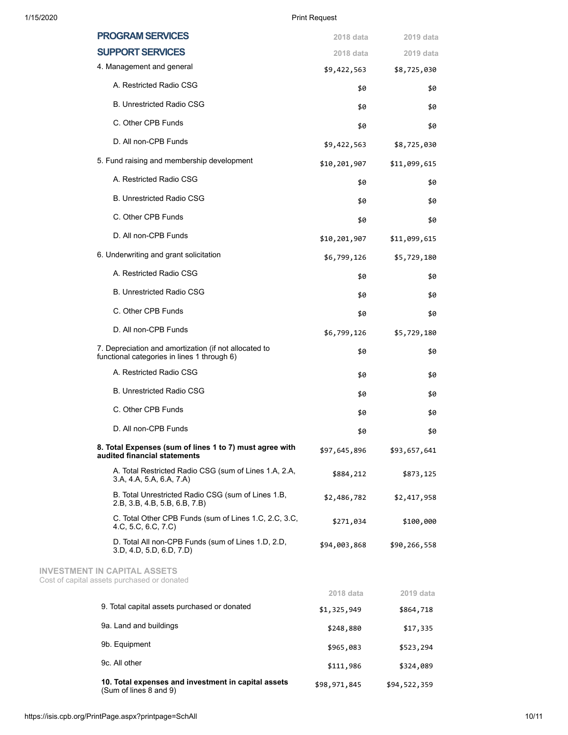| PROGRAM SERVICES | 2018 data | 2019 data |
|---|---|---|
| **SUPPORT SERVICES** | **2018 data** | **2019 data** |
| 4. Management and general | $9,422,563 | $8,725,030 |
| A. Restricted Radio CSG | $0 | $0 |
| B. Unrestricted Radio CSG | $0 | $0 |
| C. Other CPB Funds | $0 | $0 |
| D. All non-CPB Funds | $9,422,563 | $8,725,030 |
| 5. Fund raising and membership development | $10,201,907 | $11,099,615 |
| A. Restricted Radio CSG | $0 | $0 |
| B. Unrestricted Radio CSG | $0 | $0 |
| C. Other CPB Funds | $0 | $0 |
| D. All non-CPB Funds | $10,201,907 | $11,099,615 |
| 6. Underwriting and grant solicitation | $6,799,126 | $5,729,180 |
| A. Restricted Radio CSG | $0 | $0 |
| B. Unrestricted Radio CSG | $0 | $0 |
| C. Other CPB Funds | $0 | $0 |
| D. All non-CPB Funds | $6,799,126 | $5,729,180 |
| 7. Depreciation and amortization (if not allocated to functional categories in lines 1 through 6) | $0 | $0 |
| A. Restricted Radio CSG | $0 | $0 |
| B. Unrestricted Radio CSG | $0 | $0 |
| C. Other CPB Funds | $0 | $0 |
| D. All non-CPB Funds | $0 | $0 |
| **8. Total Expenses (sum of lines 1 to 7) must agree with audited financial statements** | $97,645,896 | $93,657,641 |
| A. Total Restricted Radio CSG (sum of Lines 1.A, 2.A, 3.A, 4.A, 5.A, 6.A, 7.A) | $884,212 | $873,125 |
| B. Total Unrestricted Radio CSG (sum of Lines 1.B, 2.B, 3.B, 4.B, 5.B, 6.B, 7.B) | $2,486,782 | $2,417,958 |
| C. Total Other CPB Funds (sum of Lines 1.C, 2.C, 3.C, 4.C, 5.C, 6.C, 7.C) | $271,034 | $100,000 |
| D. Total All non-CPB Funds (sum of Lines 1.D, 2.D, 3.D, 4.D, 5.D, 6.D, 7.D) | $94,003,868 | $90,266,558 |

## INVESTMENT IN CAPITAL ASSETS

Cost of capital assets purchased or donated

| | 2018 data | 2019 data |
|---|---|---|
| 9. Total capital assets purchased or donated | $1,325,949 | $864,718 |
| 9a. Land and buildings | $248,880 | $17,335 |
| 9b. Equipment | $965,083 | $523,294 |
| 9c. All other | $111,986 | $324,089 |
| **10. Total expenses and investment in capital assets** (Sum of lines 8 and 9) | $98,971,845 | $94,522,359 |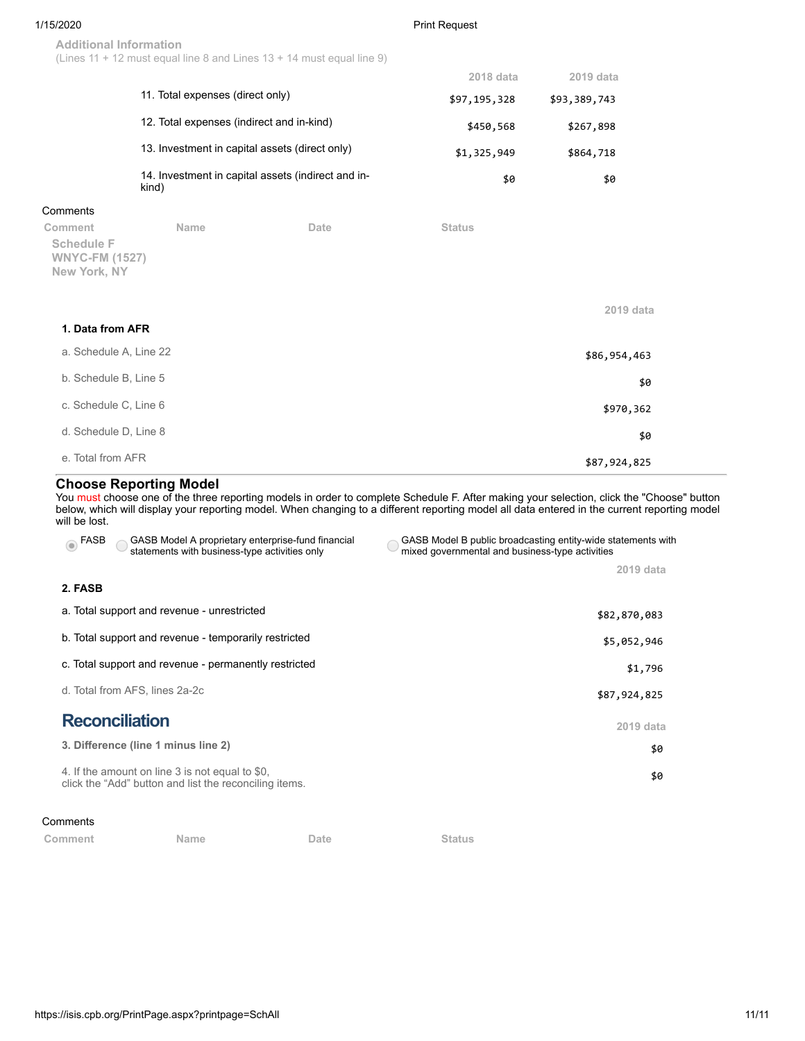Additional Information

(Lines 11 + 12 must equal line 8 and Lines 13 + 14 must equal line 9)

| | 2018 data | 2019 data |
|---|---|---|
| 11. Total expenses (direct only) | $97,195,328 | $93,389,743 |
| 12. Total expenses (indirect and in-kind) | $450,568 | $267,898 |
| 13. Investment in capital assets (direct only) | $1,325,949 | $864,718 |
| 14. Investment in capital assets (indirect and in-kind) | $0 | $0 |

Comments

| Comment | Name | Date | Status |
|---|---|---|---|

Schedule F
WNYC-FM (1527)
New York, NY

| 1. Data from AFR | 2019 data |
|---|---|
| a. Schedule A, Line 22 | $86,954,463 |
| b. Schedule B, Line 5 | $0 |
| c. Schedule C, Line 6 | $970,362 |
| d. Schedule D, Line 8 | $0 |
| e. Total from AFR | $87,924,825 |

## Choose Reporting Model

You must choose one of the three reporting models in order to complete Schedule F. After making your selection, click the "Choose" button below, which will display your reporting model. When changing to a different reporting model all data entered in the current reporting model will be lost.

- (selected) FASB
- GASB Model A proprietary enterprise-fund financial statements with business-type activities only
- GASB Model B public broadcasting entity-wide statements with mixed governmental and business-type activities

| 2. FASB | 2019 data |
|---|---|
| a. Total support and revenue - unrestricted | $82,870,083 |
| b. Total support and revenue - temporarily restricted | $5,052,946 |
| c. Total support and revenue - permanently restricted | $1,796 |
| d. Total from AFS, lines 2a-2c | $87,924,825 |

## Reconciliation

| | 2019 data |
|---|---|
| 3. Difference (line 1 minus line 2) | $0 |
| 4. If the amount on line 3 is not equal to $0, click the "Add" button and list the reconciling items. | $0 |

Comments

| Comment | Name | Date | Status |
|---|---|---|---|